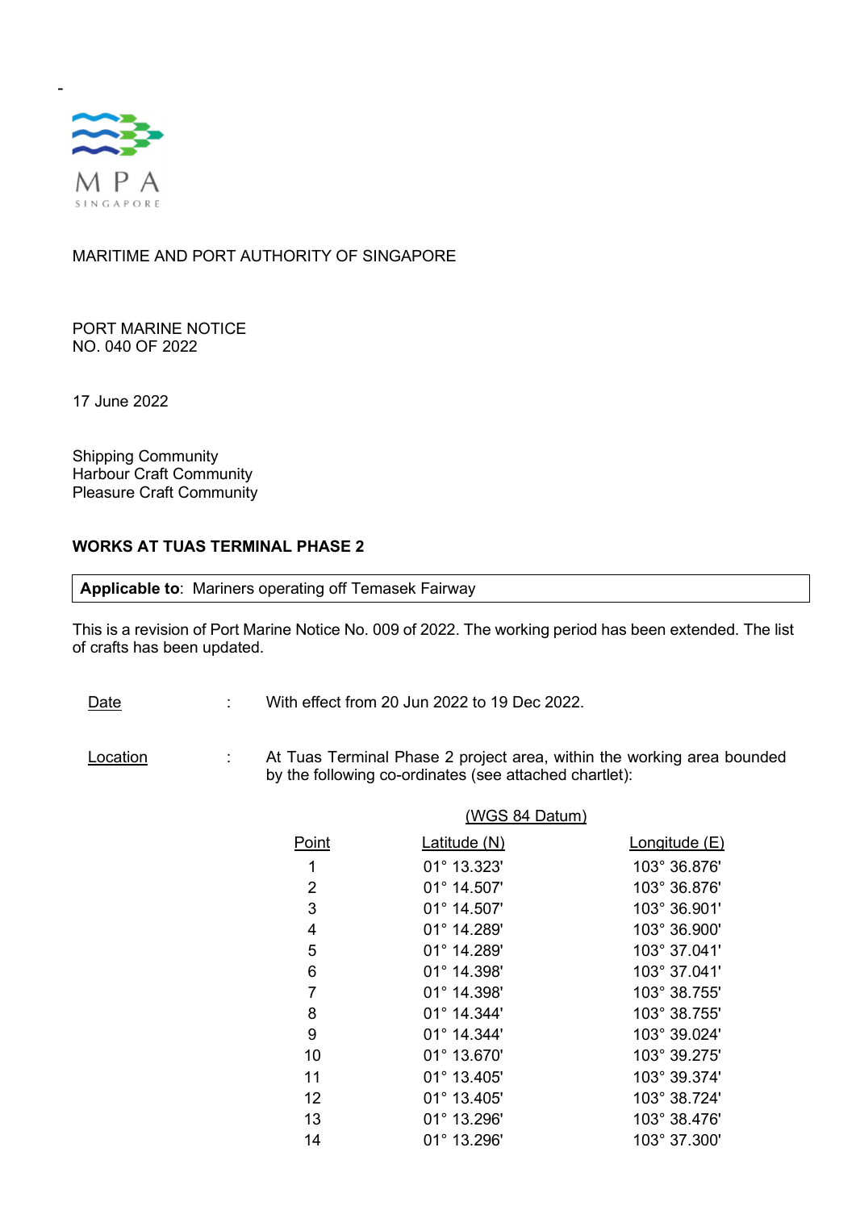-

MPA
SINGAPORE

MARITIME AND PORT AUTHORITY OF SINGAPORE

PORT MARINE NOTICE
NO. 040 OF 2022

17 June 2022

Shipping Community
Harbour Craft Community
Pleasure Craft Community

## WORKS AT TUAS TERMINAL PHASE 2

| **Applicable to**: Mariners operating off Temasek Fairway |
|---|

This is a revision of Port Marine Notice No. 009 of 2022. The working period has been extended. The list of crafts has been updated.

Date : With effect from 20 Jun 2022 to 19 Dec 2022.

Location : At Tuas Terminal Phase 2 project area, within the working area bounded by the following co-ordinates (see attached chartlet):

(WGS 84 Datum)

| Point | Latitude (N) | Longitude (E) |
|---|---|---|
| 1 | 01° 13.323' | 103° 36.876' |
| 2 | 01° 14.507' | 103° 36.876' |
| 3 | 01° 14.507' | 103° 36.901' |
| 4 | 01° 14.289' | 103° 36.900' |
| 5 | 01° 14.289' | 103° 37.041' |
| 6 | 01° 14.398' | 103° 37.041' |
| 7 | 01° 14.398' | 103° 38.755' |
| 8 | 01° 14.344' | 103° 38.755' |
| 9 | 01° 14.344' | 103° 39.024' |
| 10 | 01° 13.670' | 103° 39.275' |
| 11 | 01° 13.405' | 103° 39.374' |
| 12 | 01° 13.405' | 103° 38.724' |
| 13 | 01° 13.296' | 103° 38.476' |
| 14 | 01° 13.296' | 103° 37.300' |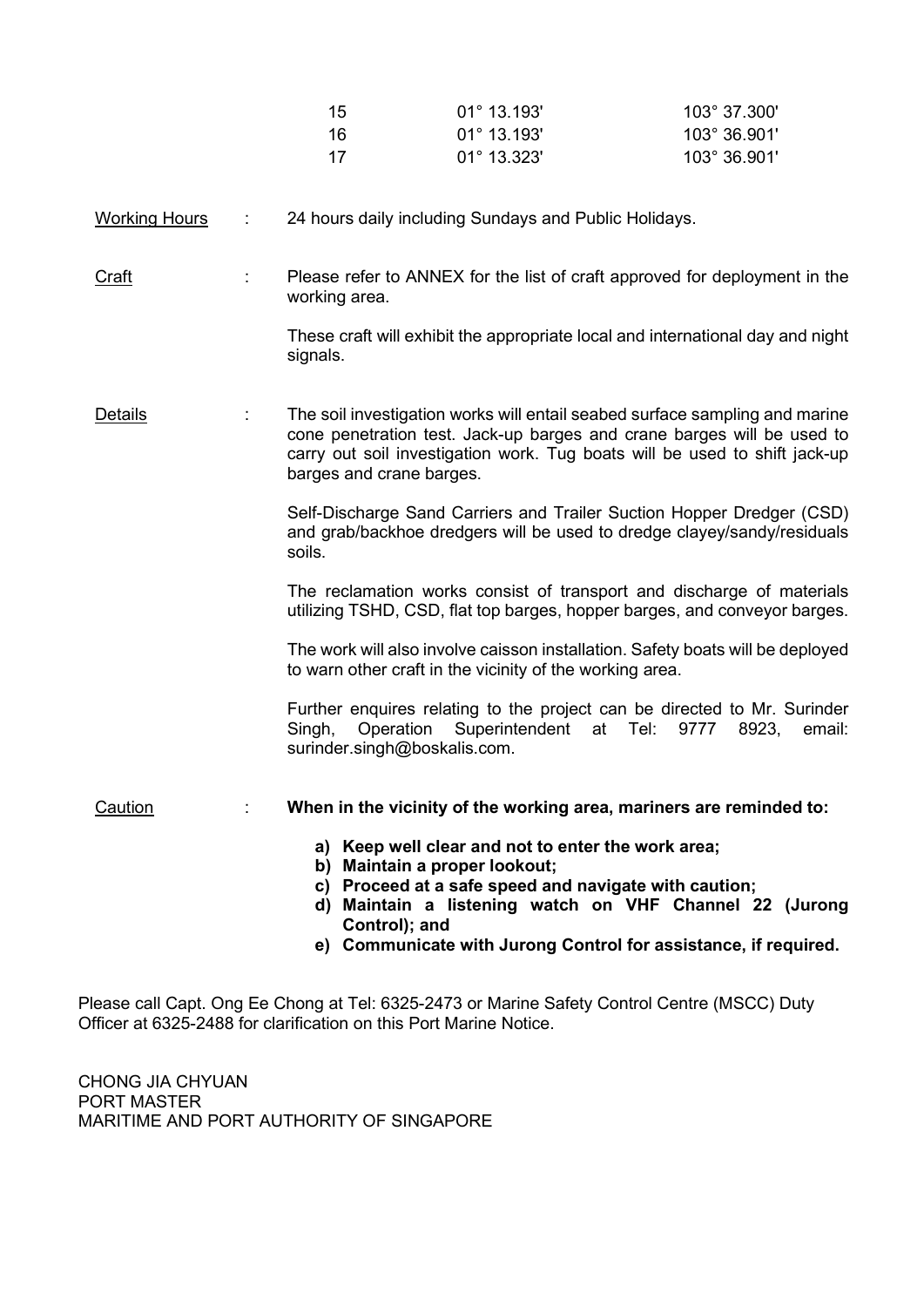| | | |
|---|---|---|
| 15 | 01° 13.193' | 103° 37.300' |
| 16 | 01° 13.193' | 103° 36.901' |
| 17 | 01° 13.323' | 103° 36.901' |

Working Hours : 24 hours daily including Sundays and Public Holidays.

Craft : Please refer to ANNEX for the list of craft approved for deployment in the working area.

These craft will exhibit the appropriate local and international day and night signals.

Details : The soil investigation works will entail seabed surface sampling and marine cone penetration test. Jack-up barges and crane barges will be used to carry out soil investigation work. Tug boats will be used to shift jack-up barges and crane barges.

Self-Discharge Sand Carriers and Trailer Suction Hopper Dredger (CSD) and grab/backhoe dredgers will be used to dredge clayey/sandy/residuals soils.

The reclamation works consist of transport and discharge of materials utilizing TSHD, CSD, flat top barges, hopper barges, and conveyor barges.

The work will also involve caisson installation. Safety boats will be deployed to warn other craft in the vicinity of the working area.

Further enquires relating to the project can be directed to Mr. Surinder Singh, Operation Superintendent at Tel: 9777 8923, email: surinder.singh@boskalis.com.

Caution : **When in the vicinity of the working area, mariners are reminded to:**

**a) Keep well clear and not to enter the work area;**
**b) Maintain a proper lookout;**
**c) Proceed at a safe speed and navigate with caution;**
**d) Maintain a listening watch on VHF Channel 22 (Jurong Control); and**
**e) Communicate with Jurong Control for assistance, if required.**

Please call Capt. Ong Ee Chong at Tel: 6325-2473 or Marine Safety Control Centre (MSCC) Duty Officer at 6325-2488 for clarification on this Port Marine Notice.

CHONG JIA CHYUAN
PORT MASTER
MARITIME AND PORT AUTHORITY OF SINGAPORE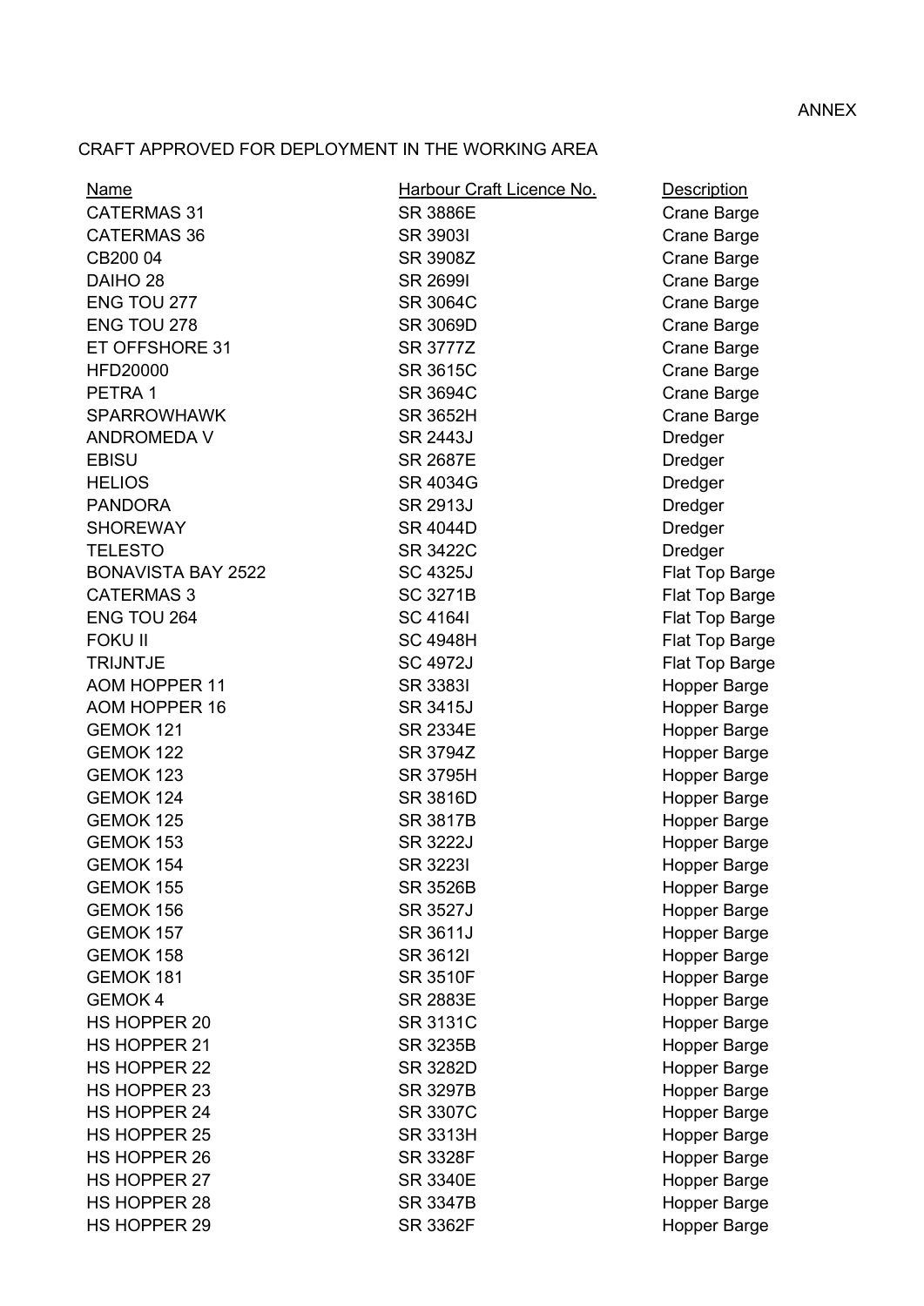ANNEX

CRAFT APPROVED FOR DEPLOYMENT IN THE WORKING AREA

| Name | Harbour Craft Licence No. | Description |
|---|---|---|
| CATERMAS 31 | SR 3886E | Crane Barge |
| CATERMAS 36 | SR 3903I | Crane Barge |
| CB200 04 | SR 3908Z | Crane Barge |
| DAIHO 28 | SR 2699I | Crane Barge |
| ENG TOU 277 | SR 3064C | Crane Barge |
| ENG TOU 278 | SR 3069D | Crane Barge |
| ET OFFSHORE 31 | SR 3777Z | Crane Barge |
| HFD20000 | SR 3615C | Crane Barge |
| PETRA 1 | SR 3694C | Crane Barge |
| SPARROWHAWK | SR 3652H | Crane Barge |
| ANDROMEDA V | SR 2443J | Dredger |
| EBISU | SR 2687E | Dredger |
| HELIOS | SR 4034G | Dredger |
| PANDORA | SR 2913J | Dredger |
| SHOREWAY | SR 4044D | Dredger |
| TELESTO | SR 3422C | Dredger |
| BONAVISTA BAY 2522 | SC 4325J | Flat Top Barge |
| CATERMAS 3 | SC 3271B | Flat Top Barge |
| ENG TOU 264 | SC 4164I | Flat Top Barge |
| FOKU II | SC 4948H | Flat Top Barge |
| TRIJNTJE | SC 4972J | Flat Top Barge |
| AOM HOPPER 11 | SR 3383I | Hopper Barge |
| AOM HOPPER 16 | SR 3415J | Hopper Barge |
| GEMOK 121 | SR 2334E | Hopper Barge |
| GEMOK 122 | SR 3794Z | Hopper Barge |
| GEMOK 123 | SR 3795H | Hopper Barge |
| GEMOK 124 | SR 3816D | Hopper Barge |
| GEMOK 125 | SR 3817B | Hopper Barge |
| GEMOK 153 | SR 3222J | Hopper Barge |
| GEMOK 154 | SR 3223I | Hopper Barge |
| GEMOK 155 | SR 3526B | Hopper Barge |
| GEMOK 156 | SR 3527J | Hopper Barge |
| GEMOK 157 | SR 3611J | Hopper Barge |
| GEMOK 158 | SR 3612I | Hopper Barge |
| GEMOK 181 | SR 3510F | Hopper Barge |
| GEMOK 4 | SR 2883E | Hopper Barge |
| HS HOPPER 20 | SR 3131C | Hopper Barge |
| HS HOPPER 21 | SR 3235B | Hopper Barge |
| HS HOPPER 22 | SR 3282D | Hopper Barge |
| HS HOPPER 23 | SR 3297B | Hopper Barge |
| HS HOPPER 24 | SR 3307C | Hopper Barge |
| HS HOPPER 25 | SR 3313H | Hopper Barge |
| HS HOPPER 26 | SR 3328F | Hopper Barge |
| HS HOPPER 27 | SR 3340E | Hopper Barge |
| HS HOPPER 28 | SR 3347B | Hopper Barge |
| HS HOPPER 29 | SR 3362F | Hopper Barge |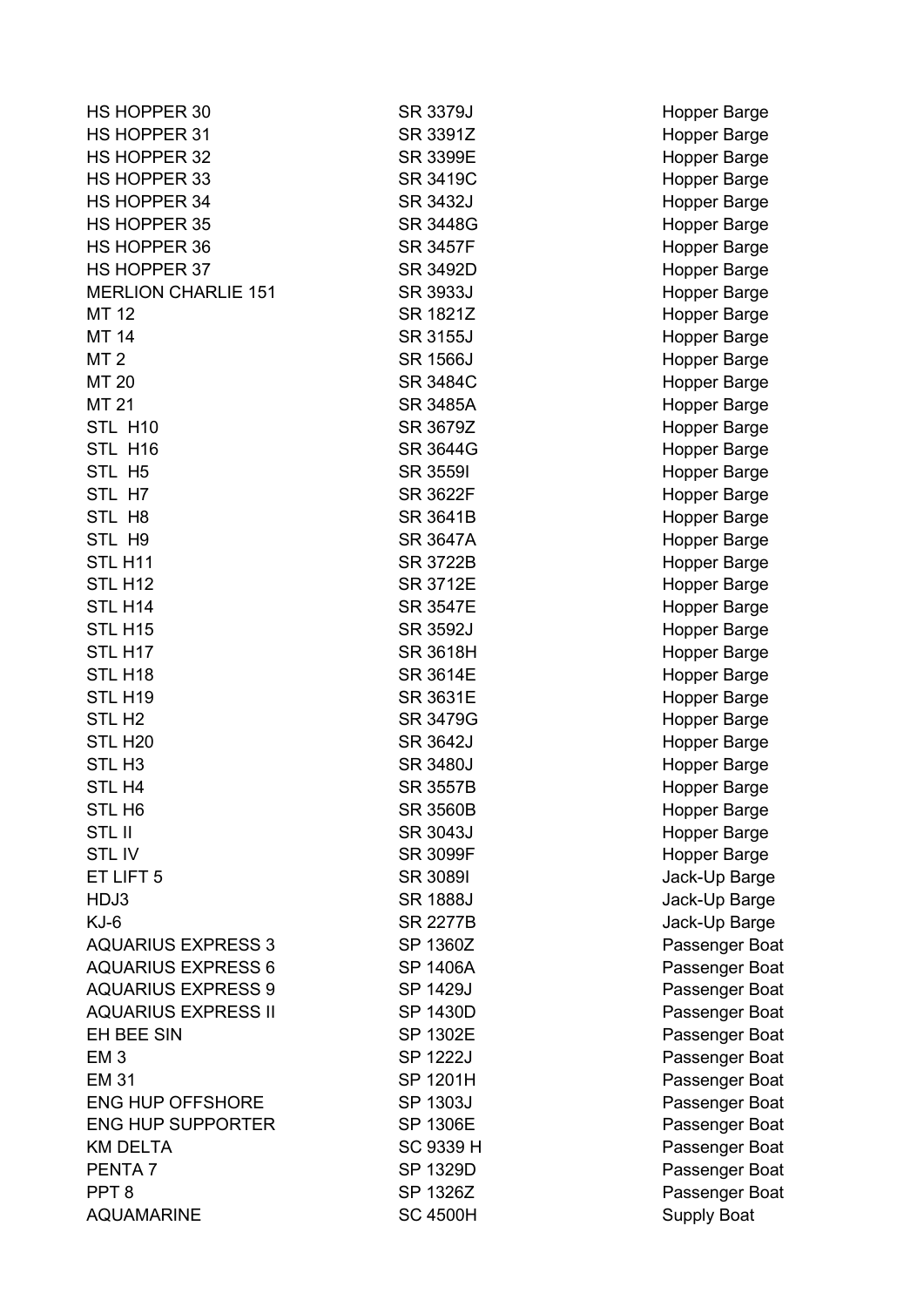| | | |
|---|---|---|
| HS HOPPER 30 | SR 3379J | Hopper Barge |
| HS HOPPER 31 | SR 3391Z | Hopper Barge |
| HS HOPPER 32 | SR 3399E | Hopper Barge |
| HS HOPPER 33 | SR 3419C | Hopper Barge |
| HS HOPPER 34 | SR 3432J | Hopper Barge |
| HS HOPPER 35 | SR 3448G | Hopper Barge |
| HS HOPPER 36 | SR 3457F | Hopper Barge |
| HS HOPPER 37 | SR 3492D | Hopper Barge |
| MERLION CHARLIE 151 | SR 3933J | Hopper Barge |
| MT 12 | SR 1821Z | Hopper Barge |
| MT 14 | SR 3155J | Hopper Barge |
| MT 2 | SR 1566J | Hopper Barge |
| MT 20 | SR 3484C | Hopper Barge |
| MT 21 | SR 3485A | Hopper Barge |
| STL  H10 | SR 3679Z | Hopper Barge |
| STL  H16 | SR 3644G | Hopper Barge |
| STL  H5 | SR 3559I | Hopper Barge |
| STL  H7 | SR 3622F | Hopper Barge |
| STL  H8 | SR 3641B | Hopper Barge |
| STL  H9 | SR 3647A | Hopper Barge |
| STL H11 | SR 3722B | Hopper Barge |
| STL H12 | SR 3712E | Hopper Barge |
| STL H14 | SR 3547E | Hopper Barge |
| STL H15 | SR 3592J | Hopper Barge |
| STL H17 | SR 3618H | Hopper Barge |
| STL H18 | SR 3614E | Hopper Barge |
| STL H19 | SR 3631E | Hopper Barge |
| STL H2 | SR 3479G | Hopper Barge |
| STL H20 | SR 3642J | Hopper Barge |
| STL H3 | SR 3480J | Hopper Barge |
| STL H4 | SR 3557B | Hopper Barge |
| STL H6 | SR 3560B | Hopper Barge |
| STL II | SR 3043J | Hopper Barge |
| STL IV | SR 3099F | Hopper Barge |
| ET LIFT 5 | SR 3089I | Jack-Up Barge |
| HDJ3 | SR 1888J | Jack-Up Barge |
| KJ-6 | SR 2277B | Jack-Up Barge |
| AQUARIUS EXPRESS 3 | SP 1360Z | Passenger Boat |
| AQUARIUS EXPRESS 6 | SP 1406A | Passenger Boat |
| AQUARIUS EXPRESS 9 | SP 1429J | Passenger Boat |
| AQUARIUS EXPRESS II | SP 1430D | Passenger Boat |
| EH BEE SIN | SP 1302E | Passenger Boat |
| EM 3 | SP 1222J | Passenger Boat |
| EM 31 | SP 1201H | Passenger Boat |
| ENG HUP OFFSHORE | SP 1303J | Passenger Boat |
| ENG HUP SUPPORTER | SP 1306E | Passenger Boat |
| KM DELTA | SC 9339 H | Passenger Boat |
| PENTA 7 | SP 1329D | Passenger Boat |
| PPT 8 | SP 1326Z | Passenger Boat |
| AQUAMARINE | SC 4500H | Supply Boat |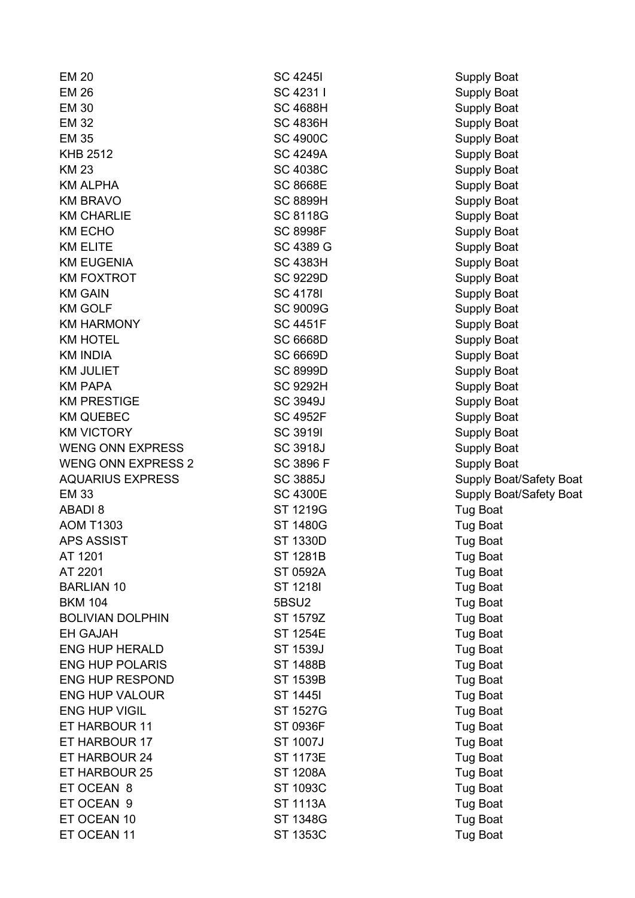| | | |
|---|---|---|
| EM 20 | SC 4245I | Supply Boat |
| EM 26 | SC 4231 I | Supply Boat |
| EM 30 | SC 4688H | Supply Boat |
| EM 32 | SC 4836H | Supply Boat |
| EM 35 | SC 4900C | Supply Boat |
| KHB 2512 | SC 4249A | Supply Boat |
| KM 23 | SC 4038C | Supply Boat |
| KM ALPHA | SC 8668E | Supply Boat |
| KM BRAVO | SC 8899H | Supply Boat |
| KM CHARLIE | SC 8118G | Supply Boat |
| KM ECHO | SC 8998F | Supply Boat |
| KM ELITE | SC 4389 G | Supply Boat |
| KM EUGENIA | SC 4383H | Supply Boat |
| KM FOXTROT | SC 9229D | Supply Boat |
| KM GAIN | SC 4178I | Supply Boat |
| KM GOLF | SC 9009G | Supply Boat |
| KM HARMONY | SC 4451F | Supply Boat |
| KM HOTEL | SC 6668D | Supply Boat |
| KM INDIA | SC 6669D | Supply Boat |
| KM JULIET | SC 8999D | Supply Boat |
| KM PAPA | SC 9292H | Supply Boat |
| KM PRESTIGE | SC 3949J | Supply Boat |
| KM QUEBEC | SC 4952F | Supply Boat |
| KM VICTORY | SC 3919I | Supply Boat |
| WENG ONN EXPRESS | SC 3918J | Supply Boat |
| WENG ONN EXPRESS 2 | SC 3896 F | Supply Boat |
| AQUARIUS EXPRESS | SC 3885J | Supply Boat/Safety Boat |
| EM 33 | SC 4300E | Supply Boat/Safety Boat |
| ABADI 8 | ST 1219G | Tug Boat |
| AOM T1303 | ST 1480G | Tug Boat |
| APS ASSIST | ST 1330D | Tug Boat |
| AT 1201 | ST 1281B | Tug Boat |
| AT 2201 | ST 0592A | Tug Boat |
| BARLIAN 10 | ST 1218I | Tug Boat |
| BKM 104 | 5BSU2 | Tug Boat |
| BOLIVIAN DOLPHIN | ST 1579Z | Tug Boat |
| EH GAJAH | ST 1254E | Tug Boat |
| ENG HUP HERALD | ST 1539J | Tug Boat |
| ENG HUP POLARIS | ST 1488B | Tug Boat |
| ENG HUP RESPOND | ST 1539B | Tug Boat |
| ENG HUP VALOUR | ST 1445I | Tug Boat |
| ENG HUP VIGIL | ST 1527G | Tug Boat |
| ET HARBOUR 11 | ST 0936F | Tug Boat |
| ET HARBOUR 17 | ST 1007J | Tug Boat |
| ET HARBOUR 24 | ST 1173E | Tug Boat |
| ET HARBOUR 25 | ST 1208A | Tug Boat |
| ET OCEAN 8 | ST 1093C | Tug Boat |
| ET OCEAN 9 | ST 1113A | Tug Boat |
| ET OCEAN 10 | ST 1348G | Tug Boat |
| ET OCEAN 11 | ST 1353C | Tug Boat |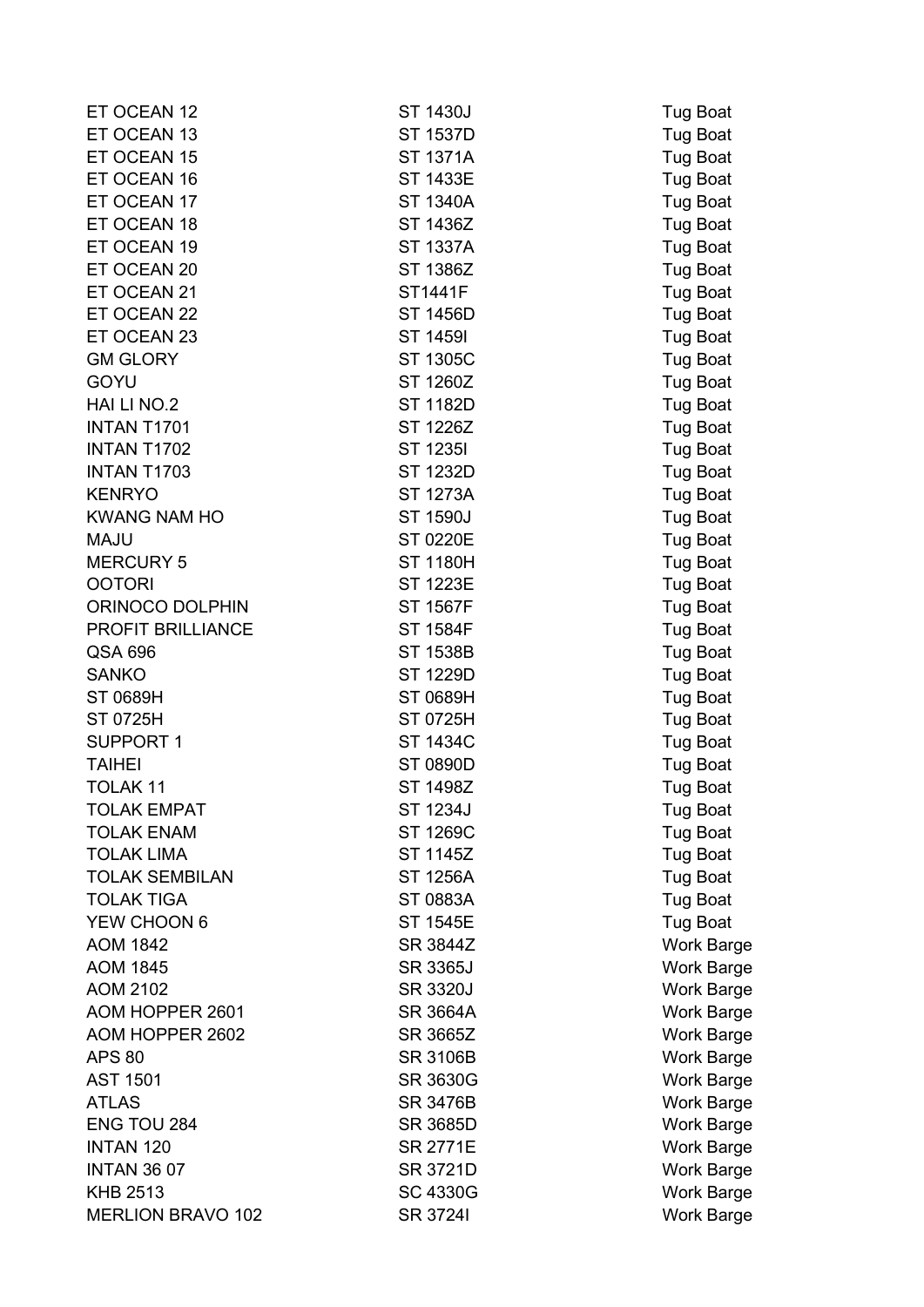| | | |
|---|---|---|
| ET OCEAN 12 | ST 1430J | Tug Boat |
| ET OCEAN 13 | ST 1537D | Tug Boat |
| ET OCEAN 15 | ST 1371A | Tug Boat |
| ET OCEAN 16 | ST 1433E | Tug Boat |
| ET OCEAN 17 | ST 1340A | Tug Boat |
| ET OCEAN 18 | ST 1436Z | Tug Boat |
| ET OCEAN 19 | ST 1337A | Tug Boat |
| ET OCEAN 20 | ST 1386Z | Tug Boat |
| ET OCEAN 21 | ST1441F | Tug Boat |
| ET OCEAN 22 | ST 1456D | Tug Boat |
| ET OCEAN 23 | ST 1459I | Tug Boat |
| GM GLORY | ST 1305C | Tug Boat |
| GOYU | ST 1260Z | Tug Boat |
| HAI LI NO.2 | ST 1182D | Tug Boat |
| INTAN T1701 | ST 1226Z | Tug Boat |
| INTAN T1702 | ST 1235I | Tug Boat |
| INTAN T1703 | ST 1232D | Tug Boat |
| KENRYO | ST 1273A | Tug Boat |
| KWANG NAM HO | ST 1590J | Tug Boat |
| MAJU | ST 0220E | Tug Boat |
| MERCURY 5 | ST 1180H | Tug Boat |
| OOTORI | ST 1223E | Tug Boat |
| ORINOCO DOLPHIN | ST 1567F | Tug Boat |
| PROFIT BRILLIANCE | ST 1584F | Tug Boat |
| QSA 696 | ST 1538B | Tug Boat |
| SANKO | ST 1229D | Tug Boat |
| ST 0689H | ST 0689H | Tug Boat |
| ST 0725H | ST 0725H | Tug Boat |
| SUPPORT 1 | ST 1434C | Tug Boat |
| TAIHEI | ST 0890D | Tug Boat |
| TOLAK 11 | ST 1498Z | Tug Boat |
| TOLAK EMPAT | ST 1234J | Tug Boat |
| TOLAK ENAM | ST 1269C | Tug Boat |
| TOLAK LIMA | ST 1145Z | Tug Boat |
| TOLAK SEMBILAN | ST 1256A | Tug Boat |
| TOLAK TIGA | ST 0883A | Tug Boat |
| YEW CHOON 6 | ST 1545E | Tug Boat |
| AOM 1842 | SR 3844Z | Work Barge |
| AOM 1845 | SR 3365J | Work Barge |
| AOM 2102 | SR 3320J | Work Barge |
| AOM HOPPER 2601 | SR 3664A | Work Barge |
| AOM HOPPER 2602 | SR 3665Z | Work Barge |
| APS 80 | SR 3106B | Work Barge |
| AST 1501 | SR 3630G | Work Barge |
| ATLAS | SR 3476B | Work Barge |
| ENG TOU 284 | SR 3685D | Work Barge |
| INTAN 120 | SR 2771E | Work Barge |
| INTAN 36 07 | SR 3721D | Work Barge |
| KHB 2513 | SC 4330G | Work Barge |
| MERLION BRAVO 102 | SR 3724I | Work Barge |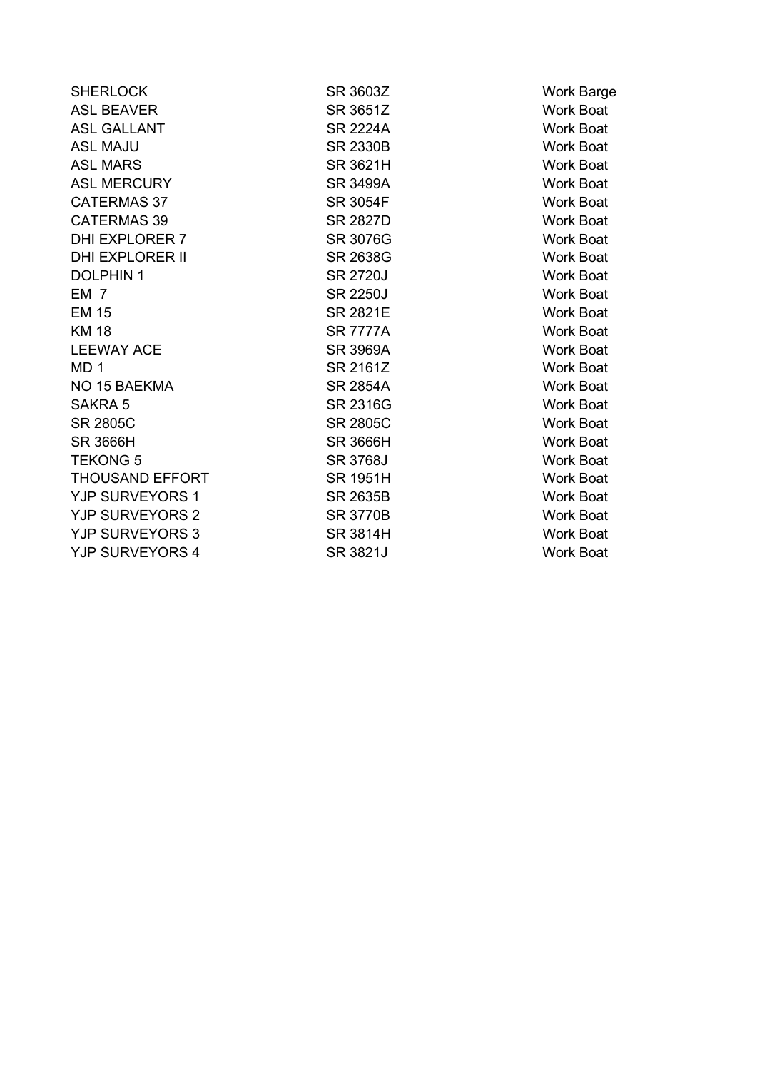| | | |
|---|---|---|
| SHERLOCK | SR 3603Z | Work Barge |
| ASL BEAVER | SR 3651Z | Work Boat |
| ASL GALLANT | SR 2224A | Work Boat |
| ASL MAJU | SR 2330B | Work Boat |
| ASL MARS | SR 3621H | Work Boat |
| ASL MERCURY | SR 3499A | Work Boat |
| CATERMAS 37 | SR 3054F | Work Boat |
| CATERMAS 39 | SR 2827D | Work Boat |
| DHI EXPLORER 7 | SR 3076G | Work Boat |
| DHI EXPLORER II | SR 2638G | Work Boat |
| DOLPHIN 1 | SR 2720J | Work Boat |
| EM 7 | SR 2250J | Work Boat |
| EM 15 | SR 2821E | Work Boat |
| KM 18 | SR 7777A | Work Boat |
| LEEWAY ACE | SR 3969A | Work Boat |
| MD 1 | SR 2161Z | Work Boat |
| NO 15 BAEKMA | SR 2854A | Work Boat |
| SAKRA 5 | SR 2316G | Work Boat |
| SR 2805C | SR 2805C | Work Boat |
| SR 3666H | SR 3666H | Work Boat |
| TEKONG 5 | SR 3768J | Work Boat |
| THOUSAND EFFORT | SR 1951H | Work Boat |
| YJP SURVEYORS 1 | SR 2635B | Work Boat |
| YJP SURVEYORS 2 | SR 3770B | Work Boat |
| YJP SURVEYORS 3 | SR 3814H | Work Boat |
| YJP SURVEYORS 4 | SR 3821J | Work Boat |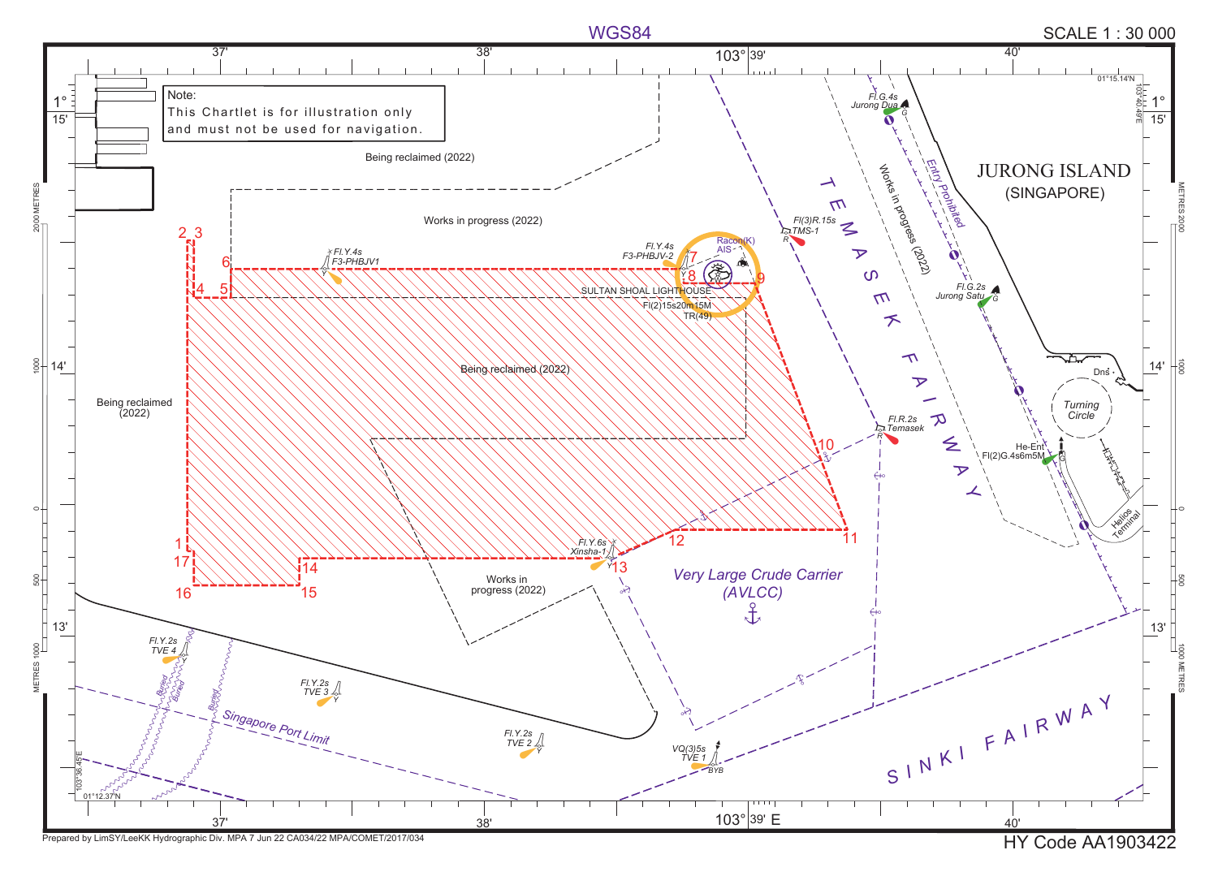WGS84

SCALE 1 : 30 000

Note:
This Chartlet is for illustration only and must not be used for navigation.

Being reclaimed (2022)

Works in progress (2022)

JURONG ISLAND
(SINGAPORE)

TEMASEK FAIRWAY

Works in progress (2022)

Entry Prohibited

Fl.G.4s
Jurong Dua

Fl(3)R.15s
TMS-1

Fl.Y.4s
F3-PHBJV1

Fl.Y.4s
F3-PHBJV-2

Racon(K)
AIS

SULTAN SHOAL LIGHTHOUSE
Fl(2)15s20m15M
TR(49)

Fl.G.2s
Jurong Satu

Being reclaimed (2022)

Being reclaimed (2022)

Fl.R.2s
Temasek

Turning Circle

Dns

He-Ent
Fl(2)G.4s6m5M

Helios Terminal

Fl.Y.6s
Xinsha-1

Very Large Crude Carrier
(AVLCC)

Works in progress (2022)

Fl.Y.2s
TVE 4

Fl.Y.2s
TVE 3

Singapore Port Limit

Fl.Y.2s
TVE 2

VQ(3)5s
TVE 1

SINKI FAIRWAY

1, 2, 3, 4, 5, 6, 7, 8, 9, 10, 11, 12, 13, 14, 15, 16, 17

37' 38' 103° 39' E 40'

1° 15' 14' 13'

01°15.14'N
103°40.49'E

01°12.37'N
103°36.45'E

Prepared by LimSY/LeeKK Hydrographic Div. MPA 7 Jun 22 CA034/22 MPA/COMET/2017/034

HY Code AA1903422